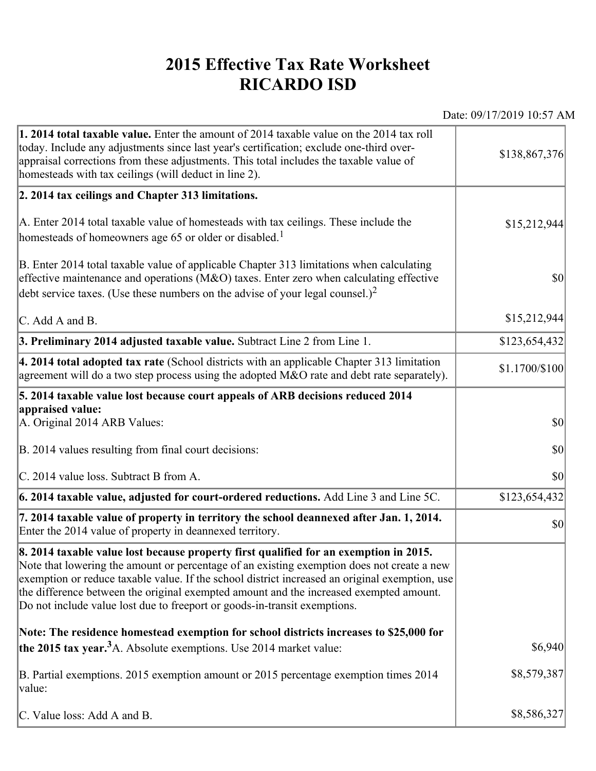# 2015 Effective Tax Rate Worksheet
# RICARDO ISD

Date: 09/17/2019 10:57 AM

| | |
|---|---|
| **1. 2014 total taxable value.** Enter the amount of 2014 taxable value on the 2014 tax roll today. Include any adjustments since last year's certification; exclude one-third over-appraisal corrections from these adjustments. This total includes the taxable value of homesteads with tax ceilings (will deduct in line 2). | $138,867,376 |
| **2. 2014 tax ceilings and Chapter 313 limitations.** | |
| A. Enter 2014 total taxable value of homesteads with tax ceilings. These include the homesteads of homeowners age 65 or older or disabled.[1] | $15,212,944 |
| B. Enter 2014 total taxable value of applicable Chapter 313 limitations when calculating effective maintenance and operations (M&O) taxes. Enter zero when calculating effective debt service taxes. (Use these numbers on the advise of your legal counsel.)[2] | $0 |
| C. Add A and B. | $15,212,944 |
| **3. Preliminary 2014 adjusted taxable value.** Subtract Line 2 from Line 1. | $123,654,432 |
| **4. 2014 total adopted tax rate** (School districts with an applicable Chapter 313 limitation agreement will do a two step process using the adopted M&O rate and debt rate separately). | $1.1700/$100 |
| **5. 2014 taxable value lost because court appeals of ARB decisions reduced 2014 appraised value:** | |
| A. Original 2014 ARB Values: | $0 |
| B. 2014 values resulting from final court decisions: | $0 |
| C. 2014 value loss. Subtract B from A. | $0 |
| **6. 2014 taxable value, adjusted for court-ordered reductions.** Add Line 3 and Line 5C. | $123,654,432 |
| **7. 2014 taxable value of property in territory the school deannexed after Jan. 1, 2014.** Enter the 2014 value of property in deannexed territory. | $0 |
| **8. 2014 taxable value lost because property first qualified for an exemption in 2015.** Note that lowering the amount or percentage of an existing exemption does not create a new exemption or reduce taxable value. If the school district increased an original exemption, use the difference between the original exempted amount and the increased exempted amount. Do not include value lost due to freeport or goods-in-transit exemptions. | |
| **Note: The residence homestead exemption for school districts increases to $25,000 for the 2015 tax year.**[3] A. Absolute exemptions. Use 2014 market value: | $6,940 |
| B. Partial exemptions. 2015 exemption amount or 2015 percentage exemption times 2014 value: | $8,579,387 |
| C. Value loss: Add A and B. | $8,586,327 |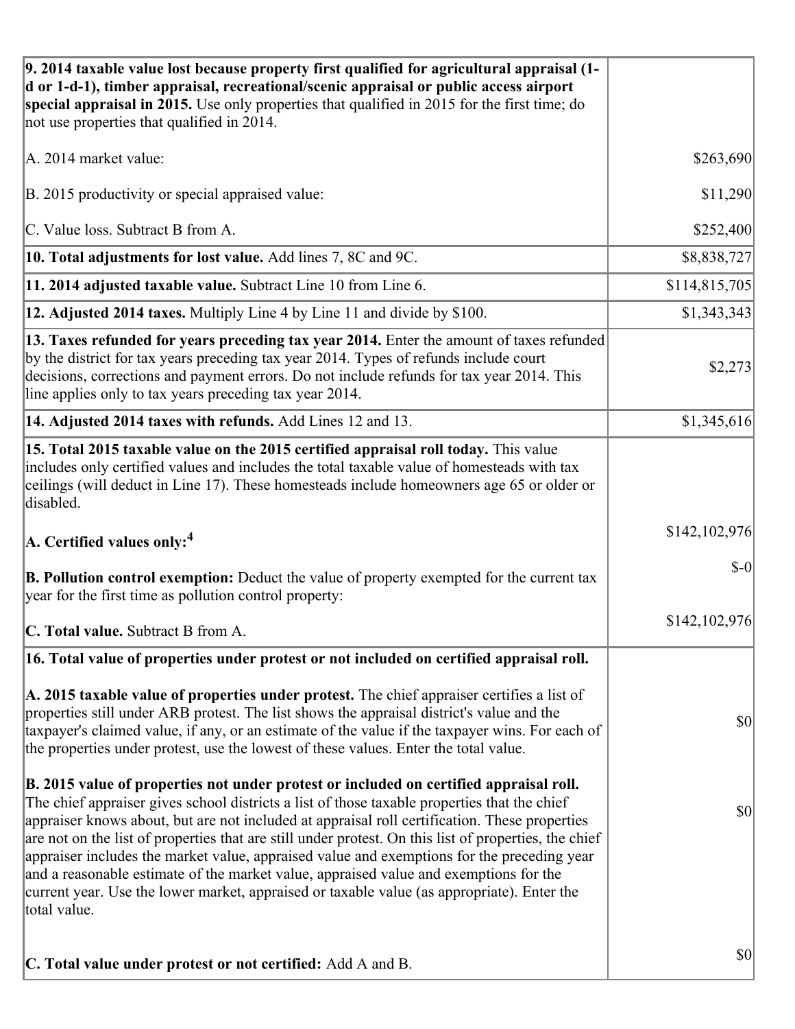| | |
|---|---|
| **9. 2014 taxable value lost because property first qualified for agricultural appraisal (1-d or 1-d-1), timber appraisal, recreational/scenic appraisal or public access airport special appraisal in 2015.** Use only properties that qualified in 2015 for the first time; do not use properties that qualified in 2014.<br><br>A. 2014 market value:<br><br>B. 2015 productivity or special appraised value:<br><br>C. Value loss. Subtract B from A. | <br><br><br><br>$263,690<br><br>$11,290<br><br>$252,400 |
| **10. Total adjustments for lost value.** Add lines 7, 8C and 9C. | $8,838,727 |
| **11. 2014 adjusted taxable value.** Subtract Line 10 from Line 6. | $114,815,705 |
| **12. Adjusted 2014 taxes.** Multiply Line 4 by Line 11 and divide by $100. | $1,343,343 |
| **13. Taxes refunded for years preceding tax year 2014.** Enter the amount of taxes refunded by the district for tax years preceding tax year 2014. Types of refunds include court decisions, corrections and payment errors. Do not include refunds for tax year 2014. This line applies only to tax years preceding tax year 2014. | $2,273 |
| **14. Adjusted 2014 taxes with refunds.** Add Lines 12 and 13. | $1,345,616 |
| **15. Total 2015 taxable value on the 2015 certified appraisal roll today.** This value includes only certified values and includes the total taxable value of homesteads with tax ceilings (will deduct in Line 17). These homesteads include homeowners age 65 or older or disabled.<br><br>**A. Certified values only:**[4]<br><br>**B. Pollution control exemption:** Deduct the value of property exempted for the current tax year for the first time as pollution control property:<br><br>**C. Total value.** Subtract B from A. | <br><br><br><br>$142,102,976<br><br>$-0<br><br>$142,102,976 |
| **16. Total value of properties under protest or not included on certified appraisal roll.**<br><br>**A. 2015 taxable value of properties under protest.** The chief appraiser certifies a list of properties still under ARB protest. The list shows the appraisal district's value and the taxpayer's claimed value, if any, or an estimate of the value if the taxpayer wins. For each of the properties under protest, use the lowest of these values. Enter the total value.<br><br>**B. 2015 value of properties not under protest or included on certified appraisal roll.** The chief appraiser gives school districts a list of those taxable properties that the chief appraiser knows about, but are not included at appraisal roll certification. These properties are not on the list of properties that are still under protest. On this list of properties, the chief appraiser includes the market value, appraised value and exemptions for the preceding year and a reasonable estimate of the market value, appraised value and exemptions for the current year. Use the lower market, appraised or taxable value (as appropriate). Enter the total value.<br><br>**C. Total value under protest or not certified:** Add A and B. | <br><br>$0<br><br>$0<br><br>$0 |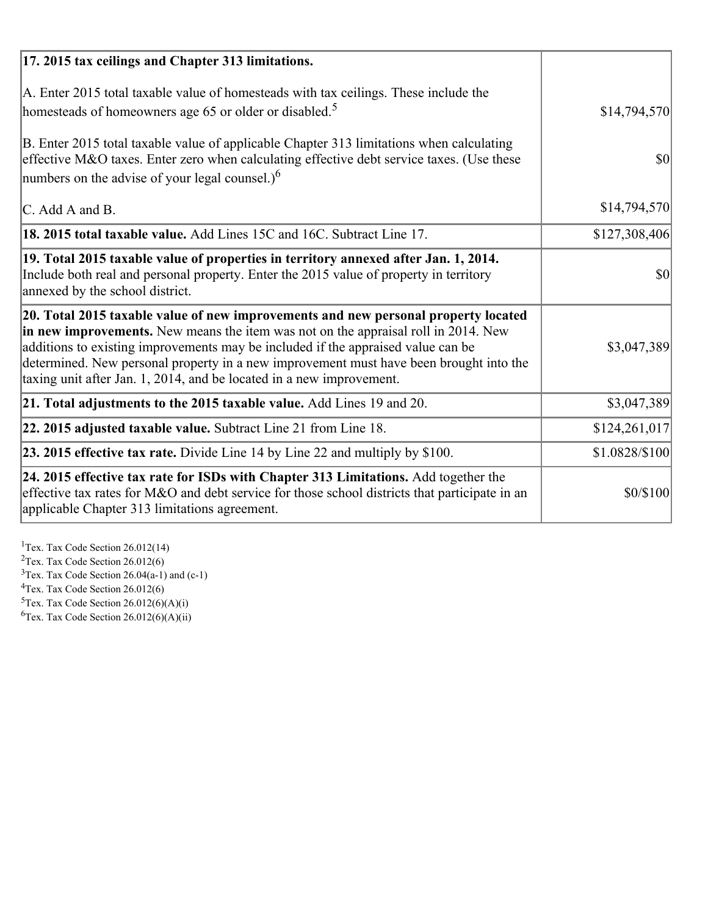| | |
|---|---|
| **17. 2015 tax ceilings and Chapter 313 limitations.**<br><br>A. Enter 2015 total taxable value of homesteads with tax ceilings. These include the homesteads of homeowners age 65 or older or disabled.[5]<br><br>B. Enter 2015 total taxable value of applicable Chapter 313 limitations when calculating effective M&O taxes. Enter zero when calculating effective debt service taxes. (Use these numbers on the advise of your legal counsel.)[6]<br><br>C. Add A and B. | <br><br>$14,794,570<br><br>$0<br><br>$14,794,570 |
| **18. 2015 total taxable value.** Add Lines 15C and 16C. Subtract Line 17. | $127,308,406 |
| **19. Total 2015 taxable value of properties in territory annexed after Jan. 1, 2014.** Include both real and personal property. Enter the 2015 value of property in territory annexed by the school district. | $0 |
| **20. Total 2015 taxable value of new improvements and new personal property located in new improvements.** New means the item was not on the appraisal roll in 2014. New additions to existing improvements may be included if the appraised value can be determined. New personal property in a new improvement must have been brought into the taxing unit after Jan. 1, 2014, and be located in a new improvement. | $3,047,389 |
| **21. Total adjustments to the 2015 taxable value.** Add Lines 19 and 20. | $3,047,389 |
| **22. 2015 adjusted taxable value.** Subtract Line 21 from Line 18. | $124,261,017 |
| **23. 2015 effective tax rate.** Divide Line 14 by Line 22 and multiply by $100. | $1.0828/$100 |
| **24. 2015 effective tax rate for ISDs with Chapter 313 Limitations.** Add together the effective tax rates for M&O and debt service for those school districts that participate in an applicable Chapter 313 limitations agreement. | $0/$100 |

[1]Tex. Tax Code Section 26.012(14)
[2]Tex. Tax Code Section 26.012(6)
[3]Tex. Tax Code Section 26.04(a-1) and (c-1)
[4]Tex. Tax Code Section 26.012(6)
[5]Tex. Tax Code Section 26.012(6)(A)(i)
[6]Tex. Tax Code Section 26.012(6)(A)(ii)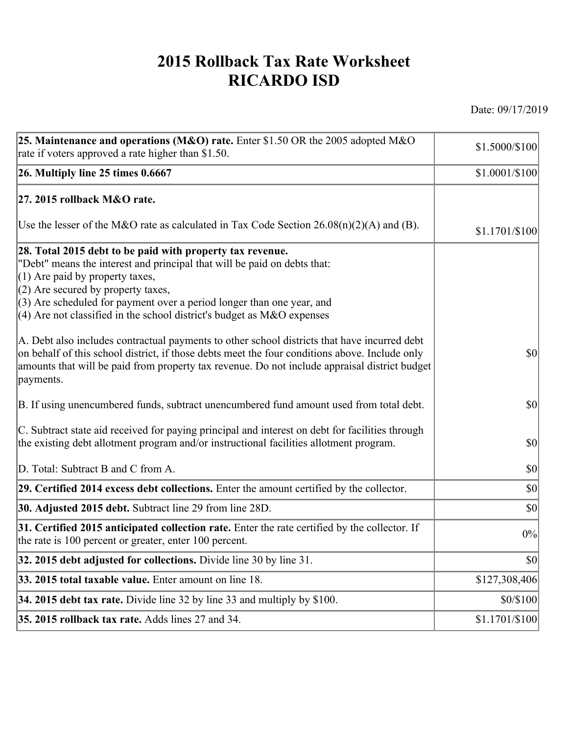# 2015 Rollback Tax Rate Worksheet
# RICARDO ISD

Date: 09/17/2019

| | |
|---|---|
| **25. Maintenance and operations (M&O) rate.** Enter $1.50 OR the 2005 adopted M&O rate if voters approved a rate higher than $1.50. | $1.5000/$100 |
| **26. Multiply line 25 times 0.6667** | $1.0001/$100 |
| **27. 2015 rollback M&O rate.**<br><br>Use the lesser of the M&O rate as calculated in Tax Code Section 26.08(n)(2)(A) and (B). | $1.1701/$100 |
| **28. Total 2015 debt to be paid with property tax revenue.**<br>"Debt" means the interest and principal that will be paid on debts that:<br>(1) Are paid by property taxes,<br>(2) Are secured by property taxes,<br>(3) Are scheduled for payment over a period longer than one year, and<br>(4) Are not classified in the school district's budget as M&O expenses<br><br>A. Debt also includes contractual payments to other school districts that have incurred debt on behalf of this school district, if those debts meet the four conditions above. Include only amounts that will be paid from property tax revenue. Do not include appraisal district budget payments. | $0 |
| B. If using unencumbered funds, subtract unencumbered fund amount used from total debt. | $0 |
| C. Subtract state aid received for paying principal and interest on debt for facilities through the existing debt allotment program and/or instructional facilities allotment program. | $0 |
| D. Total: Subtract B and C from A. | $0 |
| **29. Certified 2014 excess debt collections.** Enter the amount certified by the collector. | $0 |
| **30. Adjusted 2015 debt.** Subtract line 29 from line 28D. | $0 |
| **31. Certified 2015 anticipated collection rate.** Enter the rate certified by the collector. If the rate is 100 percent or greater, enter 100 percent. | 0% |
| **32. 2015 debt adjusted for collections.** Divide line 30 by line 31. | $0 |
| **33. 2015 total taxable value.** Enter amount on line 18. | $127,308,406 |
| **34. 2015 debt tax rate.** Divide line 32 by line 33 and multiply by $100. | $0/$100 |
| **35. 2015 rollback tax rate.** Adds lines 27 and 34. | $1.1701/$100 |